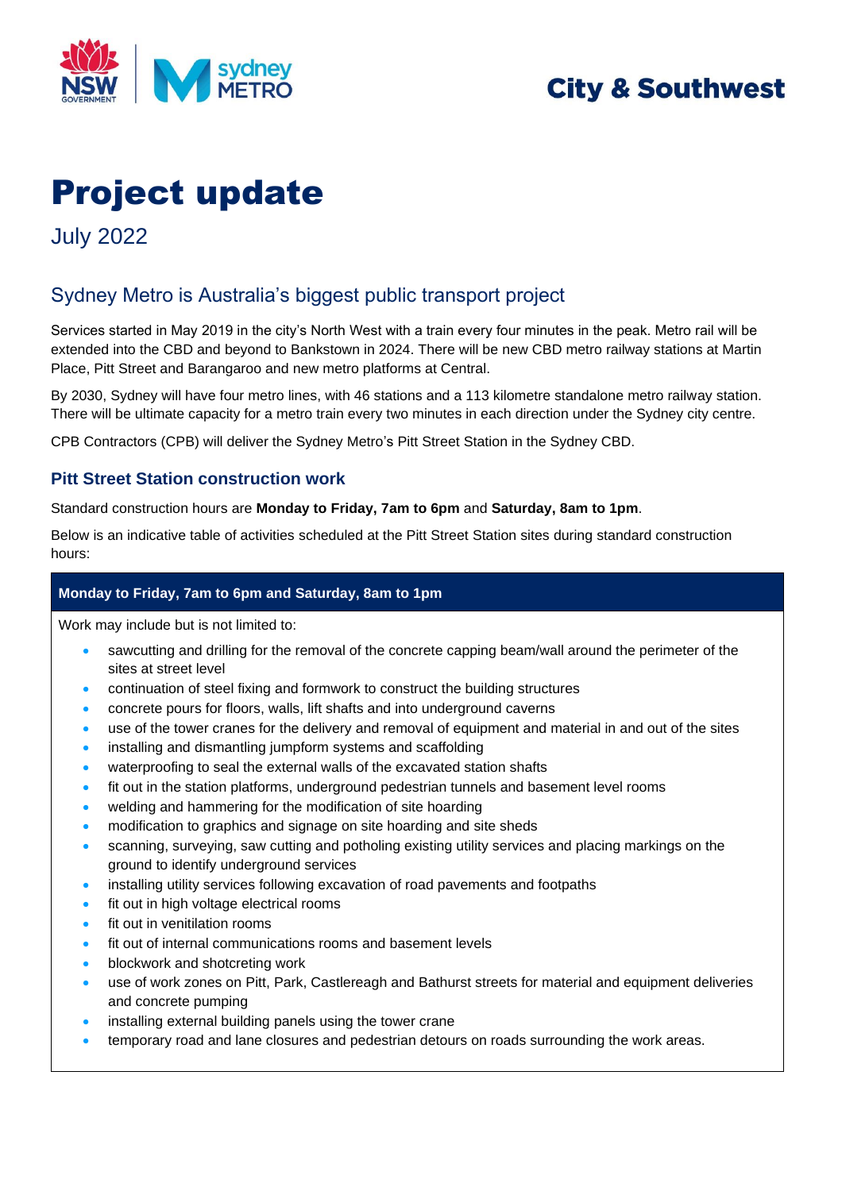City & Southwest

# Project update

July 2022

## Sydney Metro is Australia's biggest public transport project

Services started in May 2019 in the city's North West with a train every four minutes in the peak. Metro rail will be extended into the CBD and beyond to Bankstown in 2024. There will be new CBD metro railway stations at Martin Place, Pitt Street and Barangaroo and new metro platforms at Central.

By 2030, Sydney will have four metro lines, with 46 stations and a 113 kilometre standalone metro railway station. There will be ultimate capacity for a metro train every two minutes in each direction under the Sydney city centre.

CPB Contractors (CPB) will deliver the Sydney Metro's Pitt Street Station in the Sydney CBD.

### Pitt Street Station construction work

Standard construction hours are **Monday to Friday, 7am to 6pm** and **Saturday, 8am to 1pm**.

Below is an indicative table of activities scheduled at the Pitt Street Station sites during standard construction hours:

**Monday to Friday, 7am to 6pm and Saturday, 8am to 1pm**

Work may include but is not limited to:

- sawcutting and drilling for the removal of the concrete capping beam/wall around the perimeter of the sites at street level
- continuation of steel fixing and formwork to construct the building structures
- concrete pours for floors, walls, lift shafts and into underground caverns
- use of the tower cranes for the delivery and removal of equipment and material in and out of the sites
- installing and dismantling jumpform systems and scaffolding
- waterproofing to seal the external walls of the excavated station shafts
- fit out in the station platforms, underground pedestrian tunnels and basement level rooms
- welding and hammering for the modification of site hoarding
- modification to graphics and signage on site hoarding and site sheds
- scanning, surveying, saw cutting and potholing existing utility services and placing markings on the ground to identify underground services
- installing utility services following excavation of road pavements and footpaths
- fit out in high voltage electrical rooms
- fit out in venitilation rooms
- fit out of internal communications rooms and basement levels
- blockwork and shotcreting work
- use of work zones on Pitt, Park, Castlereagh and Bathurst streets for material and equipment deliveries and concrete pumping
- installing external building panels using the tower crane
- temporary road and lane closures and pedestrian detours on roads surrounding the work areas.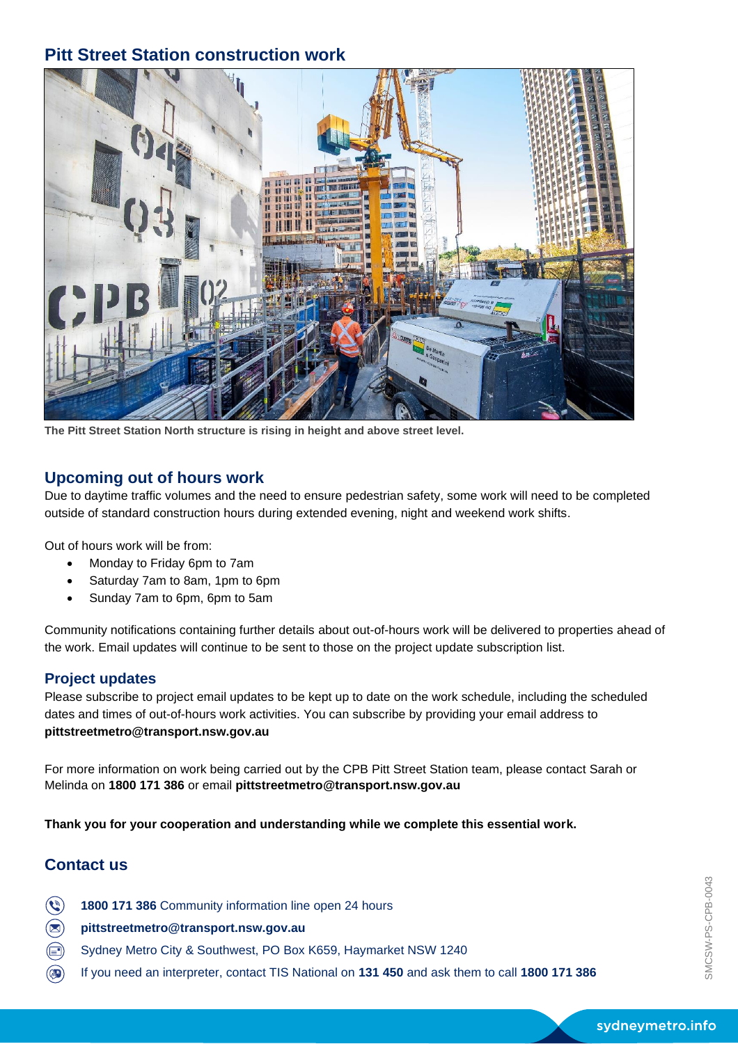## Pitt Street Station construction work

The Pitt Street Station North structure is rising in height and above street level.

## Upcoming out of hours work

Due to daytime traffic volumes and the need to ensure pedestrian safety, some work will need to be completed outside of standard construction hours during extended evening, night and weekend work shifts.

Out of hours work will be from:

- Monday to Friday 6pm to 7am
- Saturday 7am to 8am, 1pm to 6pm
- Sunday 7am to 6pm, 6pm to 5am

Community notifications containing further details about out-of-hours work will be delivered to properties ahead of the work. Email updates will continue to be sent to those on the project update subscription list.

### Project updates

Please subscribe to project email updates to be kept up to date on the work schedule, including the scheduled dates and times of out-of-hours work activities. You can subscribe by providing your email address to **pittstreetmetro@transport.nsw.gov.au**

For more information on work being carried out by the CPB Pitt Street Station team, please contact Sarah or Melinda on **1800 171 386** or email **pittstreetmetro@transport.nsw.gov.au**

**Thank you for your cooperation and understanding while we complete this essential work.**

## Contact us

- **1800 171 386** Community information line open 24 hours
- **pittstreetmetro@transport.nsw.gov.au**
- Sydney Metro City & Southwest, PO Box K659, Haymarket NSW 1240
- If you need an interpreter, contact TIS National on **131 450** and ask them to call **1800 171 386**

SMCSW-PS-CPB-0043

sydneymetro.info